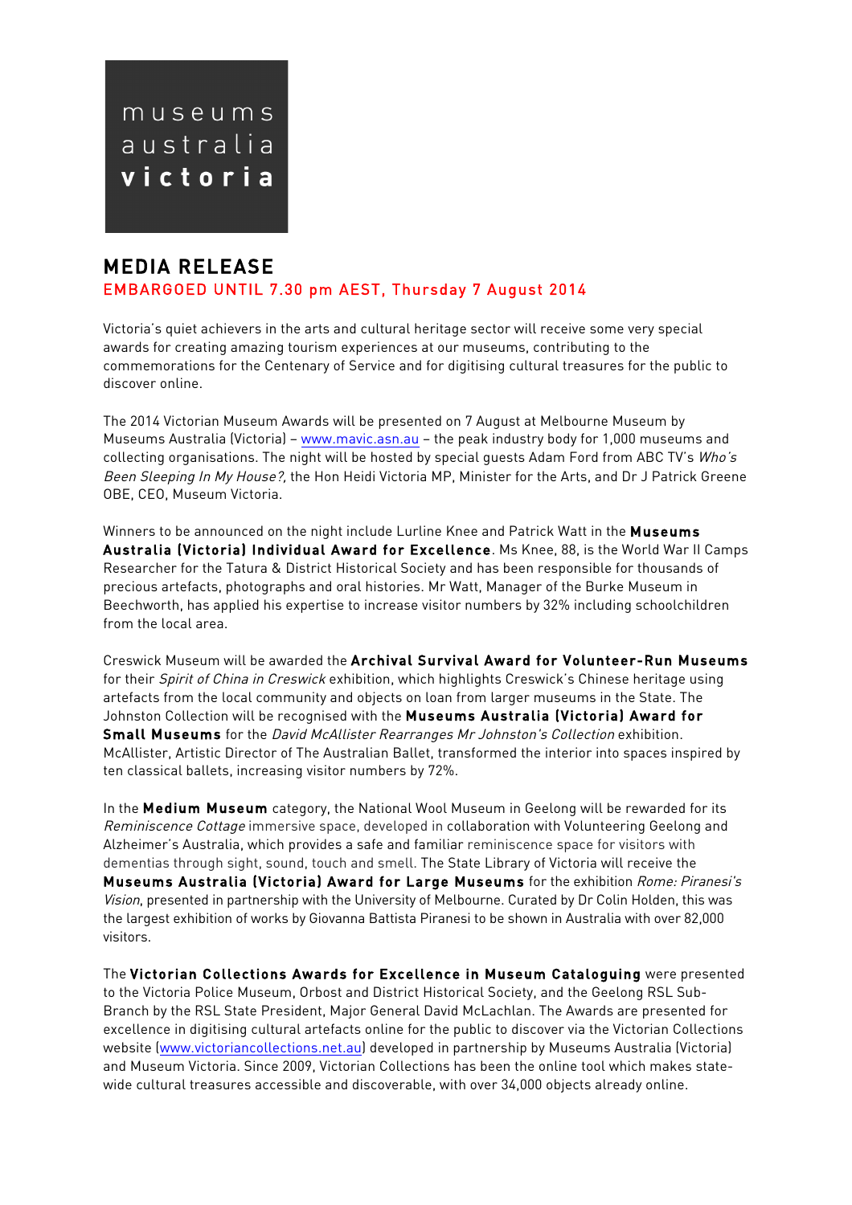museums
australia
**victoria**

# MEDIA RELEASE

## EMBARGOED UNTIL 7.30 pm AEST, Thursday 7 August 2014

Victoria's quiet achievers in the arts and cultural heritage sector will receive some very special awards for creating amazing tourism experiences at our museums, contributing to the commemorations for the Centenary of Service and for digitising cultural treasures for the public to discover online.

The 2014 Victorian Museum Awards will be presented on 7 August at Melbourne Museum by Museums Australia (Victoria) – www.mavic.asn.au – the peak industry body for 1,000 museums and collecting organisations. The night will be hosted by special guests Adam Ford from ABC TV's *Who's Been Sleeping In My House?,* the Hon Heidi Victoria MP, Minister for the Arts, and Dr J Patrick Greene OBE, CEO, Museum Victoria.

Winners to be announced on the night include Lurline Knee and Patrick Watt in the **Museums Australia (Victoria) Individual Award for Excellence**. Ms Knee, 88, is the World War II Camps Researcher for the Tatura & District Historical Society and has been responsible for thousands of precious artefacts, photographs and oral histories. Mr Watt, Manager of the Burke Museum in Beechworth, has applied his expertise to increase visitor numbers by 32% including schoolchildren from the local area.

Creswick Museum will be awarded the **Archival Survival Award for Volunteer-Run Museums** for their *Spirit of China in Creswick* exhibition, which highlights Creswick's Chinese heritage using artefacts from the local community and objects on loan from larger museums in the State. The Johnston Collection will be recognised with the **Museums Australia (Victoria) Award for Small Museums** for the *David McAllister Rearranges Mr Johnston's Collection* exhibition. McAllister, Artistic Director of The Australian Ballet, transformed the interior into spaces inspired by ten classical ballets, increasing visitor numbers by 72%.

In the **Medium Museum** category, the National Wool Museum in Geelong will be rewarded for its *Reminiscence Cottage* immersive space, developed in collaboration with Volunteering Geelong and Alzheimer's Australia, which provides a safe and familiar reminiscence space for visitors with dementias through sight, sound, touch and smell. The State Library of Victoria will receive the **Museums Australia (Victoria) Award for Large Museums** for the exhibition *Rome: Piranesi's Vision*, presented in partnership with the University of Melbourne. Curated by Dr Colin Holden, this was the largest exhibition of works by Giovanna Battista Piranesi to be shown in Australia with over 82,000 visitors.

The **Victorian Collections Awards for Excellence in Museum Cataloguing** were presented to the Victoria Police Museum, Orbost and District Historical Society, and the Geelong RSL Sub-Branch by the RSL State President, Major General David McLachlan. The Awards are presented for excellence in digitising cultural artefacts online for the public to discover via the Victorian Collections website (www.victoriancollections.net.au) developed in partnership by Museums Australia (Victoria) and Museum Victoria. Since 2009, Victorian Collections has been the online tool which makes state-wide cultural treasures accessible and discoverable, with over 34,000 objects already online.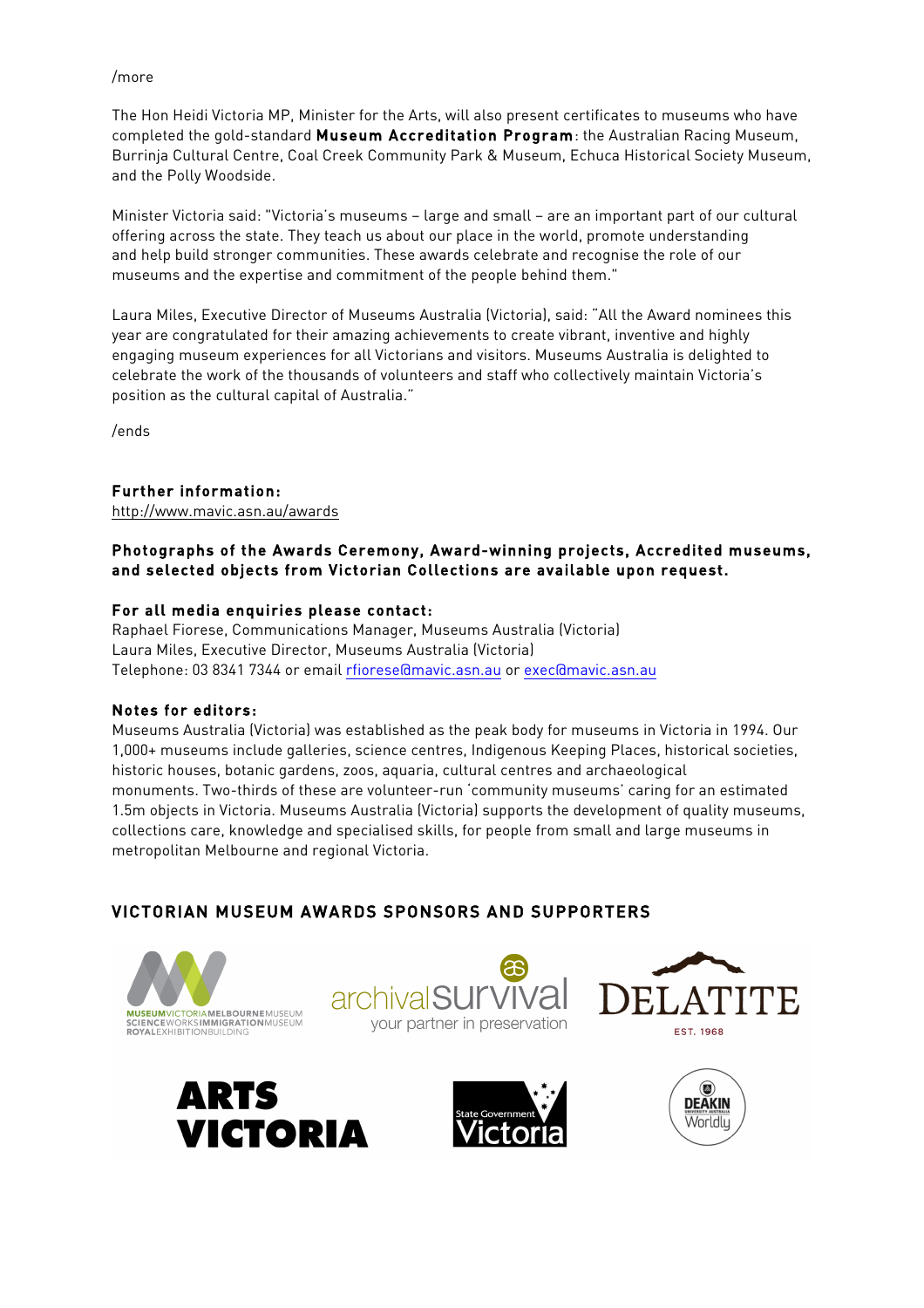/more

The Hon Heidi Victoria MP, Minister for the Arts, will also present certificates to museums who have completed the gold-standard **Museum Accreditation Program**: the Australian Racing Museum, Burrinja Cultural Centre, Coal Creek Community Park & Museum, Echuca Historical Society Museum, and the Polly Woodside.

Minister Victoria said: "Victoria's museums – large and small – are an important part of our cultural offering across the state. They teach us about our place in the world, promote understanding and help build stronger communities. These awards celebrate and recognise the role of our museums and the expertise and commitment of the people behind them."

Laura Miles, Executive Director of Museums Australia (Victoria), said: "All the Award nominees this year are congratulated for their amazing achievements to create vibrant, inventive and highly engaging museum experiences for all Victorians and visitors. Museums Australia is delighted to celebrate the work of the thousands of volunteers and staff who collectively maintain Victoria's position as the cultural capital of Australia."

/ends

**Further information:**
http://www.mavic.asn.au/awards

**Photographs of the Awards Ceremony, Award-winning projects, Accredited museums, and selected objects from Victorian Collections are available upon request.**

**For all media enquiries please contact:**
Raphael Fiorese, Communications Manager, Museums Australia (Victoria)
Laura Miles, Executive Director, Museums Australia (Victoria)
Telephone: 03 8341 7344 or email rfiorese@mavic.asn.au or exec@mavic.asn.au

**Notes for editors:**
Museums Australia (Victoria) was established as the peak body for museums in Victoria in 1994. Our 1,000+ museums include galleries, science centres, Indigenous Keeping Places, historical societies, historic houses, botanic gardens, zoos, aquaria, cultural centres and archaeological monuments. Two-thirds of these are volunteer-run 'community museums' caring for an estimated 1.5m objects in Victoria. Museums Australia (Victoria) supports the development of quality museums, collections care, knowledge and specialised skills, for people from small and large museums in metropolitan Melbourne and regional Victoria.

## VICTORIAN MUSEUM AWARDS SPONSORS AND SUPPORTERS

MUSEUM VICTORIA MELBOURNE MUSEUM SCIENCEWORKS IMMIGRATION MUSEUM ROYAL EXHIBITION BUILDING

archival survival your partner in preservation

DELATITE EST. 1968

ARTS VICTORIA

State Government Victoria

DEAKIN UNIVERSITY AUSTRALIA Worldly